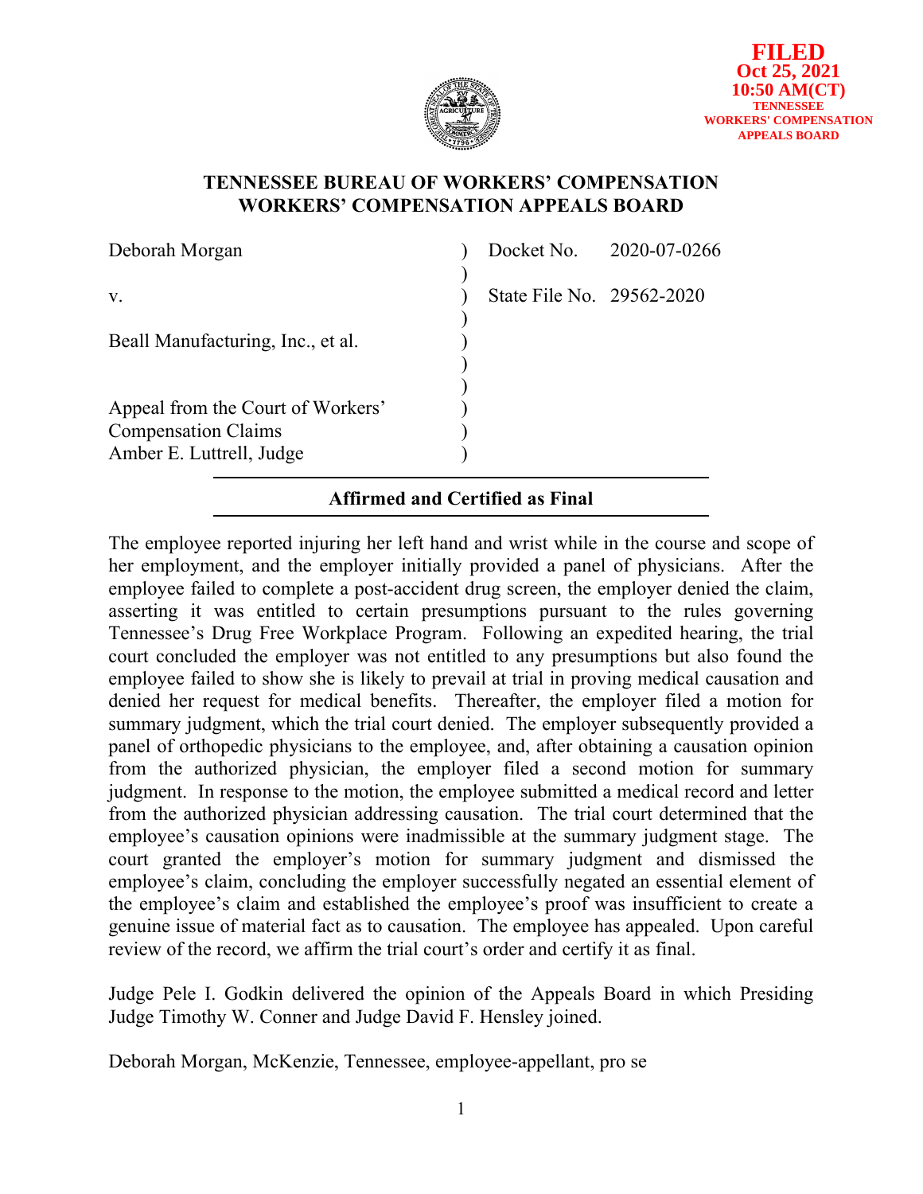**FILED**
**Oct 25, 2021**
**10:50 AM(CT)**
**TENNESSEE WORKERS' COMPENSATION APPEALS BOARD**

# TENNESSEE BUREAU OF WORKERS' COMPENSATION
# WORKERS' COMPENSATION APPEALS BOARD

| | | |
|---|---|---|
| Deborah Morgan | ) | Docket No. 2020-07-0266 |
| | ) | |
| v. | ) | State File No. 29562-2020 |
| | ) | |
| Beall Manufacturing, Inc., et al. | ) | |
| | ) | |
| | ) | |
| Appeal from the Court of Workers' | ) | |
| Compensation Claims | ) | |
| Amber E. Luttrell, Judge | ) | |

**Affirmed and Certified as Final**

The employee reported injuring her left hand and wrist while in the course and scope of her employment, and the employer initially provided a panel of physicians. After the employee failed to complete a post-accident drug screen, the employer denied the claim, asserting it was entitled to certain presumptions pursuant to the rules governing Tennessee's Drug Free Workplace Program. Following an expedited hearing, the trial court concluded the employer was not entitled to any presumptions but also found the employee failed to show she is likely to prevail at trial in proving medical causation and denied her request for medical benefits. Thereafter, the employer filed a motion for summary judgment, which the trial court denied. The employer subsequently provided a panel of orthopedic physicians to the employee, and, after obtaining a causation opinion from the authorized physician, the employer filed a second motion for summary judgment. In response to the motion, the employee submitted a medical record and letter from the authorized physician addressing causation. The trial court determined that the employee's causation opinions were inadmissible at the summary judgment stage. The court granted the employer's motion for summary judgment and dismissed the employee's claim, concluding the employer successfully negated an essential element of the employee's claim and established the employee's proof was insufficient to create a genuine issue of material fact as to causation. The employee has appealed. Upon careful review of the record, we affirm the trial court's order and certify it as final.

Judge Pele I. Godkin delivered the opinion of the Appeals Board in which Presiding Judge Timothy W. Conner and Judge David F. Hensley joined.

Deborah Morgan, McKenzie, Tennessee, employee-appellant, pro se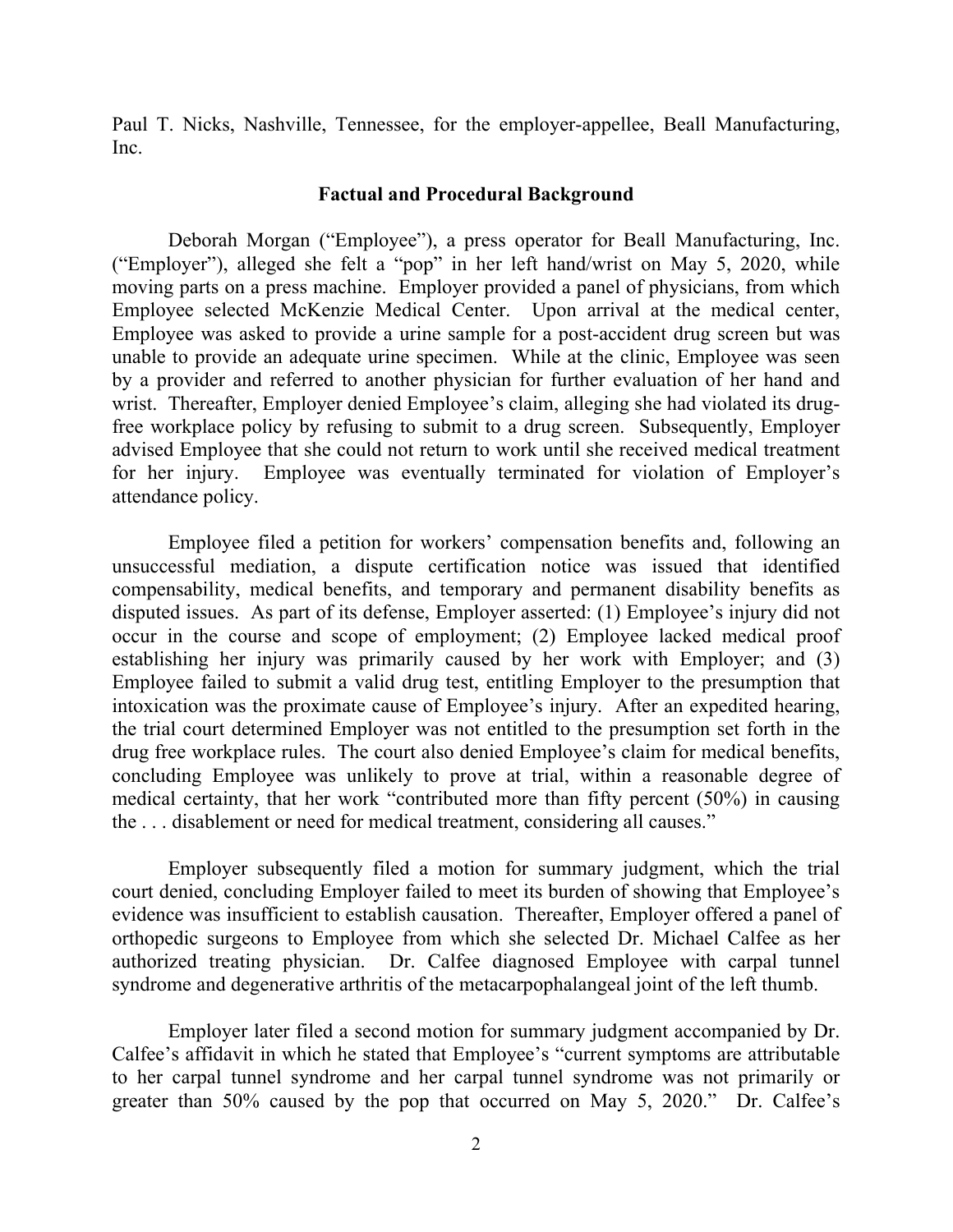Paul T. Nicks, Nashville, Tennessee, for the employer-appellee, Beall Manufacturing, Inc.

## Factual and Procedural Background

Deborah Morgan ("Employee"), a press operator for Beall Manufacturing, Inc. ("Employer"), alleged she felt a "pop" in her left hand/wrist on May 5, 2020, while moving parts on a press machine. Employer provided a panel of physicians, from which Employee selected McKenzie Medical Center. Upon arrival at the medical center, Employee was asked to provide a urine sample for a post-accident drug screen but was unable to provide an adequate urine specimen. While at the clinic, Employee was seen by a provider and referred to another physician for further evaluation of her hand and wrist. Thereafter, Employer denied Employee's claim, alleging she had violated its drug-free workplace policy by refusing to submit to a drug screen. Subsequently, Employer advised Employee that she could not return to work until she received medical treatment for her injury. Employee was eventually terminated for violation of Employer's attendance policy.

Employee filed a petition for workers' compensation benefits and, following an unsuccessful mediation, a dispute certification notice was issued that identified compensability, medical benefits, and temporary and permanent disability benefits as disputed issues. As part of its defense, Employer asserted: (1) Employee's injury did not occur in the course and scope of employment; (2) Employee lacked medical proof establishing her injury was primarily caused by her work with Employer; and (3) Employee failed to submit a valid drug test, entitling Employer to the presumption that intoxication was the proximate cause of Employee's injury. After an expedited hearing, the trial court determined Employer was not entitled to the presumption set forth in the drug free workplace rules. The court also denied Employee's claim for medical benefits, concluding Employee was unlikely to prove at trial, within a reasonable degree of medical certainty, that her work "contributed more than fifty percent (50%) in causing the . . . disablement or need for medical treatment, considering all causes."

Employer subsequently filed a motion for summary judgment, which the trial court denied, concluding Employer failed to meet its burden of showing that Employee's evidence was insufficient to establish causation. Thereafter, Employer offered a panel of orthopedic surgeons to Employee from which she selected Dr. Michael Calfee as her authorized treating physician. Dr. Calfee diagnosed Employee with carpal tunnel syndrome and degenerative arthritis of the metacarpophalangeal joint of the left thumb.

Employer later filed a second motion for summary judgment accompanied by Dr. Calfee's affidavit in which he stated that Employee's "current symptoms are attributable to her carpal tunnel syndrome and her carpal tunnel syndrome was not primarily or greater than 50% caused by the pop that occurred on May 5, 2020." Dr. Calfee's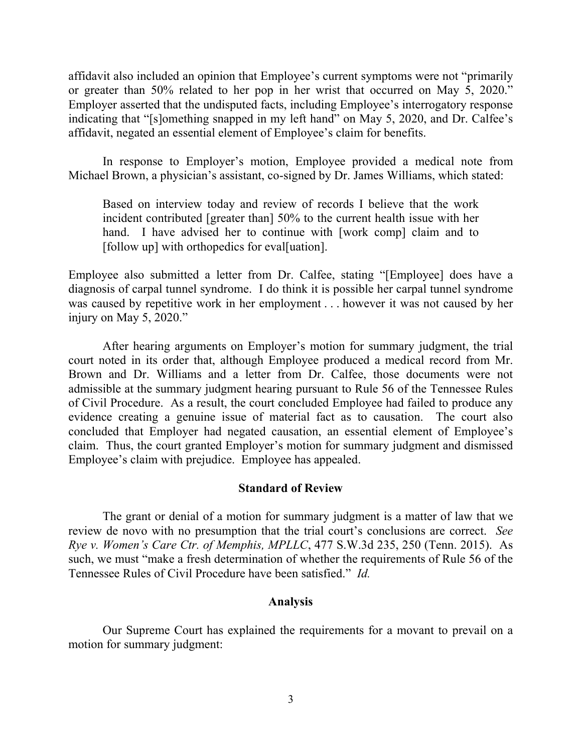affidavit also included an opinion that Employee's current symptoms were not "primarily or greater than 50% related to her pop in her wrist that occurred on May 5, 2020." Employer asserted that the undisputed facts, including Employee's interrogatory response indicating that "[s]omething snapped in my left hand" on May 5, 2020, and Dr. Calfee's affidavit, negated an essential element of Employee's claim for benefits.

In response to Employer's motion, Employee provided a medical note from Michael Brown, a physician's assistant, co-signed by Dr. James Williams, which stated:

> Based on interview today and review of records I believe that the work incident contributed [greater than] 50% to the current health issue with her hand. I have advised her to continue with [work comp] claim and to [follow up] with orthopedics for eval[uation].

Employee also submitted a letter from Dr. Calfee, stating "[Employee] does have a diagnosis of carpal tunnel syndrome. I do think it is possible her carpal tunnel syndrome was caused by repetitive work in her employment . . . however it was not caused by her injury on May 5, 2020."

After hearing arguments on Employer's motion for summary judgment, the trial court noted in its order that, although Employee produced a medical record from Mr. Brown and Dr. Williams and a letter from Dr. Calfee, those documents were not admissible at the summary judgment hearing pursuant to Rule 56 of the Tennessee Rules of Civil Procedure. As a result, the court concluded Employee had failed to produce any evidence creating a genuine issue of material fact as to causation. The court also concluded that Employer had negated causation, an essential element of Employee's claim. Thus, the court granted Employer's motion for summary judgment and dismissed Employee's claim with prejudice. Employee has appealed.

## Standard of Review

The grant or denial of a motion for summary judgment is a matter of law that we review de novo with no presumption that the trial court's conclusions are correct. *See Rye v. Women's Care Ctr. of Memphis, MPLLC*, 477 S.W.3d 235, 250 (Tenn. 2015). As such, we must "make a fresh determination of whether the requirements of Rule 56 of the Tennessee Rules of Civil Procedure have been satisfied." *Id.*

## Analysis

Our Supreme Court has explained the requirements for a movant to prevail on a motion for summary judgment: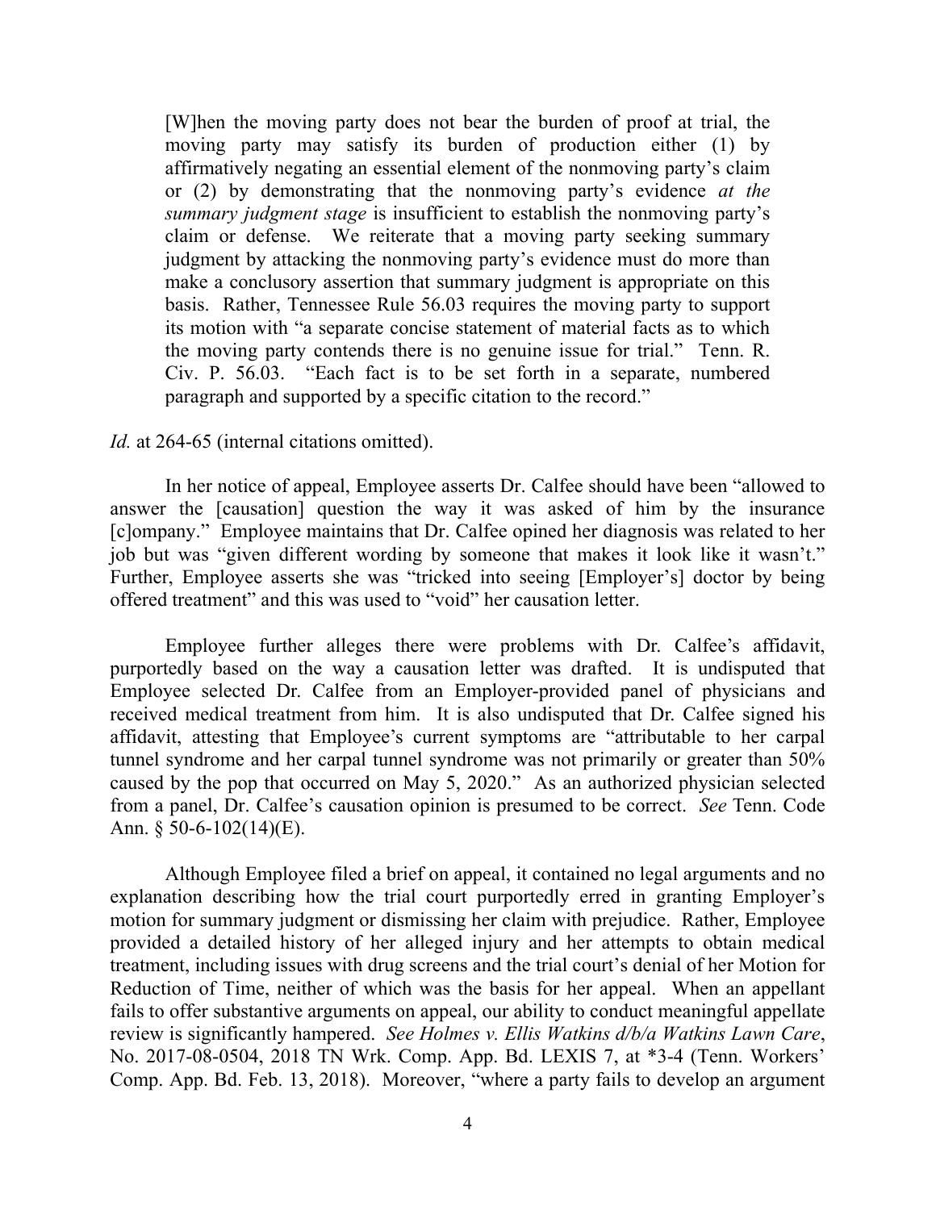> [W]hen the moving party does not bear the burden of proof at trial, the moving party may satisfy its burden of production either (1) by affirmatively negating an essential element of the nonmoving party's claim or (2) by demonstrating that the nonmoving party's evidence *at the summary judgment stage* is insufficient to establish the nonmoving party's claim or defense. We reiterate that a moving party seeking summary judgment by attacking the nonmoving party's evidence must do more than make a conclusory assertion that summary judgment is appropriate on this basis. Rather, Tennessee Rule 56.03 requires the moving party to support its motion with "a separate concise statement of material facts as to which the moving party contends there is no genuine issue for trial." Tenn. R. Civ. P. 56.03. "Each fact is to be set forth in a separate, numbered paragraph and supported by a specific citation to the record."

*Id.* at 264-65 (internal citations omitted).

In her notice of appeal, Employee asserts Dr. Calfee should have been "allowed to answer the [causation] question the way it was asked of him by the insurance [c]ompany." Employee maintains that Dr. Calfee opined her diagnosis was related to her job but was "given different wording by someone that makes it look like it wasn't." Further, Employee asserts she was "tricked into seeing [Employer's] doctor by being offered treatment" and this was used to "void" her causation letter.

Employee further alleges there were problems with Dr. Calfee's affidavit, purportedly based on the way a causation letter was drafted. It is undisputed that Employee selected Dr. Calfee from an Employer-provided panel of physicians and received medical treatment from him. It is also undisputed that Dr. Calfee signed his affidavit, attesting that Employee's current symptoms are "attributable to her carpal tunnel syndrome and her carpal tunnel syndrome was not primarily or greater than 50% caused by the pop that occurred on May 5, 2020." As an authorized physician selected from a panel, Dr. Calfee's causation opinion is presumed to be correct. *See* Tenn. Code Ann. § 50-6-102(14)(E).

Although Employee filed a brief on appeal, it contained no legal arguments and no explanation describing how the trial court purportedly erred in granting Employer's motion for summary judgment or dismissing her claim with prejudice. Rather, Employee provided a detailed history of her alleged injury and her attempts to obtain medical treatment, including issues with drug screens and the trial court's denial of her Motion for Reduction of Time, neither of which was the basis for her appeal. When an appellant fails to offer substantive arguments on appeal, our ability to conduct meaningful appellate review is significantly hampered. *See Holmes v. Ellis Watkins d/b/a Watkins Lawn Care*, No. 2017-08-0504, 2018 TN Wrk. Comp. App. Bd. LEXIS 7, at *3-4 (Tenn. Workers' Comp. App. Bd. Feb. 13, 2018). Moreover, "where a party fails to develop an argument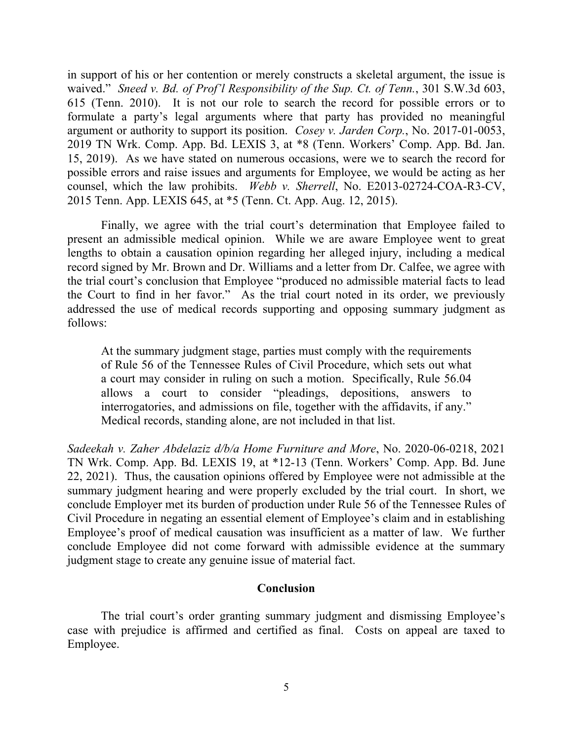in support of his or her contention or merely constructs a skeletal argument, the issue is waived." *Sneed v. Bd. of Prof'l Responsibility of the Sup. Ct. of Tenn.*, 301 S.W.3d 603, 615 (Tenn. 2010). It is not our role to search the record for possible errors or to formulate a party's legal arguments where that party has provided no meaningful argument or authority to support its position. *Cosey v. Jarden Corp.*, No. 2017-01-0053, 2019 TN Wrk. Comp. App. Bd. LEXIS 3, at *8 (Tenn. Workers' Comp. App. Bd. Jan. 15, 2019). As we have stated on numerous occasions, were we to search the record for possible errors and raise issues and arguments for Employee, we would be acting as her counsel, which the law prohibits. *Webb v. Sherrell*, No. E2013-02724-COA-R3-CV, 2015 Tenn. App. LEXIS 645, at *5 (Tenn. Ct. App. Aug. 12, 2015).

Finally, we agree with the trial court's determination that Employee failed to present an admissible medical opinion. While we are aware Employee went to great lengths to obtain a causation opinion regarding her alleged injury, including a medical record signed by Mr. Brown and Dr. Williams and a letter from Dr. Calfee, we agree with the trial court's conclusion that Employee "produced no admissible material facts to lead the Court to find in her favor." As the trial court noted in its order, we previously addressed the use of medical records supporting and opposing summary judgment as follows:

> At the summary judgment stage, parties must comply with the requirements of Rule 56 of the Tennessee Rules of Civil Procedure, which sets out what a court may consider in ruling on such a motion. Specifically, Rule 56.04 allows a court to consider "pleadings, depositions, answers to interrogatories, and admissions on file, together with the affidavits, if any." Medical records, standing alone, are not included in that list.

*Sadeekah v. Zaher Abdelaziz d/b/a Home Furniture and More*, No. 2020-06-0218, 2021 TN Wrk. Comp. App. Bd. LEXIS 19, at *12-13 (Tenn. Workers' Comp. App. Bd. June 22, 2021). Thus, the causation opinions offered by Employee were not admissible at the summary judgment hearing and were properly excluded by the trial court. In short, we conclude Employer met its burden of production under Rule 56 of the Tennessee Rules of Civil Procedure in negating an essential element of Employee's claim and in establishing Employee's proof of medical causation was insufficient as a matter of law. We further conclude Employee did not come forward with admissible evidence at the summary judgment stage to create any genuine issue of material fact.

## Conclusion

The trial court's order granting summary judgment and dismissing Employee's case with prejudice is affirmed and certified as final. Costs on appeal are taxed to Employee.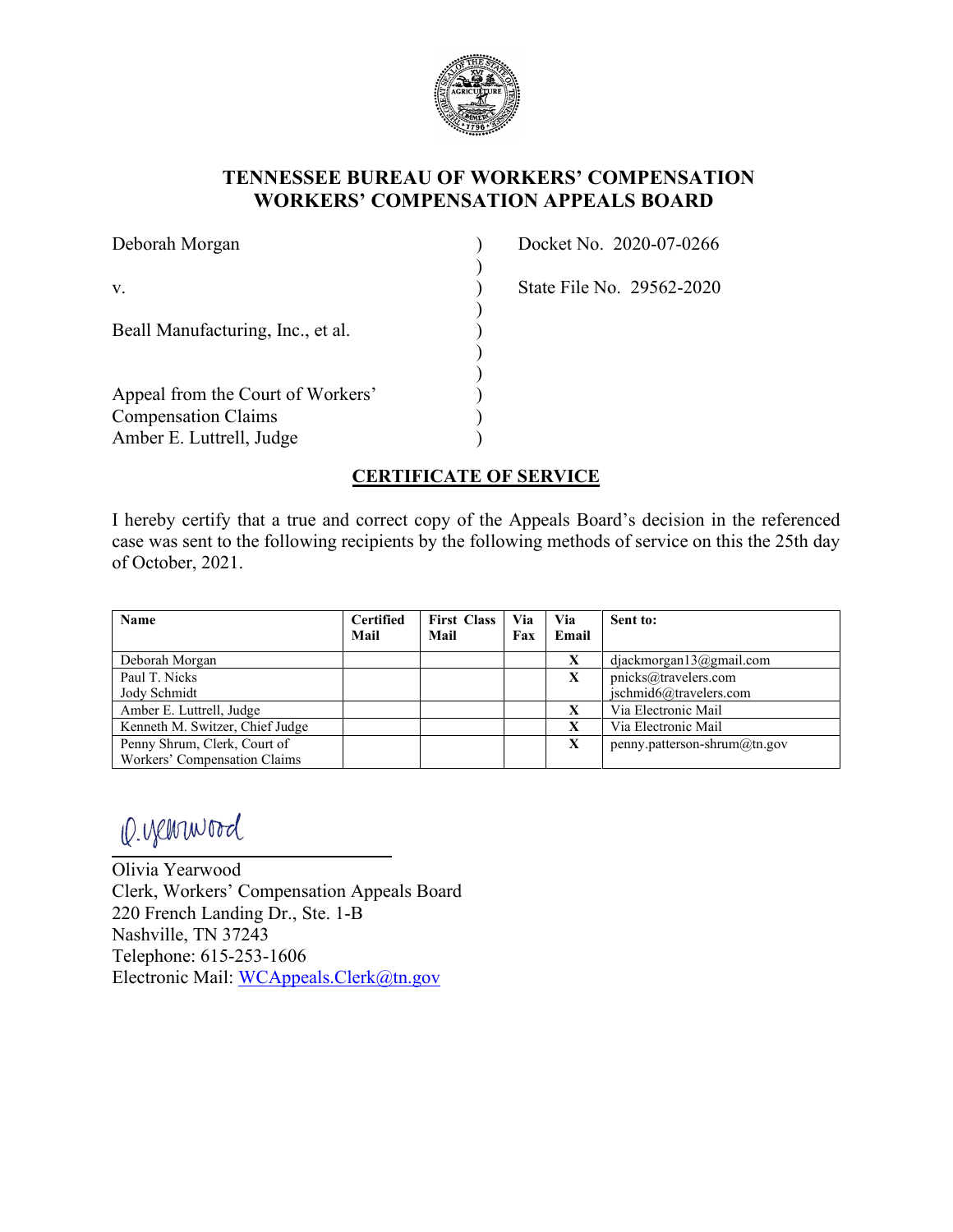# TENNESSEE BUREAU OF WORKERS' COMPENSATION
# WORKERS' COMPENSATION APPEALS BOARD

| | | |
|---|---|---|
| Deborah Morgan | ) | Docket No. 2020-07-0266 |
| | ) | |
| v. | ) | State File No. 29562-2020 |
| | ) | |
| Beall Manufacturing, Inc., et al. | ) | |
| | ) | |
| | ) | |
| Appeal from the Court of Workers' | ) | |
| Compensation Claims | ) | |
| Amber E. Luttrell, Judge | ) | |

## CERTIFICATE OF SERVICE

I hereby certify that a true and correct copy of the Appeals Board's decision in the referenced case was sent to the following recipients by the following methods of service on this the 25th day of October, 2021.

| Name | Certified Mail | First Class Mail | Via Fax | Via Email | Sent to: |
|---|---|---|---|---|---|
| Deborah Morgan | | | | X | djackmorgan13@gmail.com |
| Paul T. Nicks<br>Jody Schmidt | | | | X | pnicks@travelers.com<br>jschmid6@travelers.com |
| Amber E. Luttrell, Judge | | | | X | Via Electronic Mail |
| Kenneth M. Switzer, Chief Judge | | | | X | Via Electronic Mail |
| Penny Shrum, Clerk, Court of Workers' Compensation Claims | | | | X | penny.patterson-shrum@tn.gov |

O. Yearwood

Olivia Yearwood
Clerk, Workers' Compensation Appeals Board
220 French Landing Dr., Ste. 1-B
Nashville, TN 37243
Telephone: 615-253-1606
Electronic Mail: WCAppeals.Clerk@tn.gov